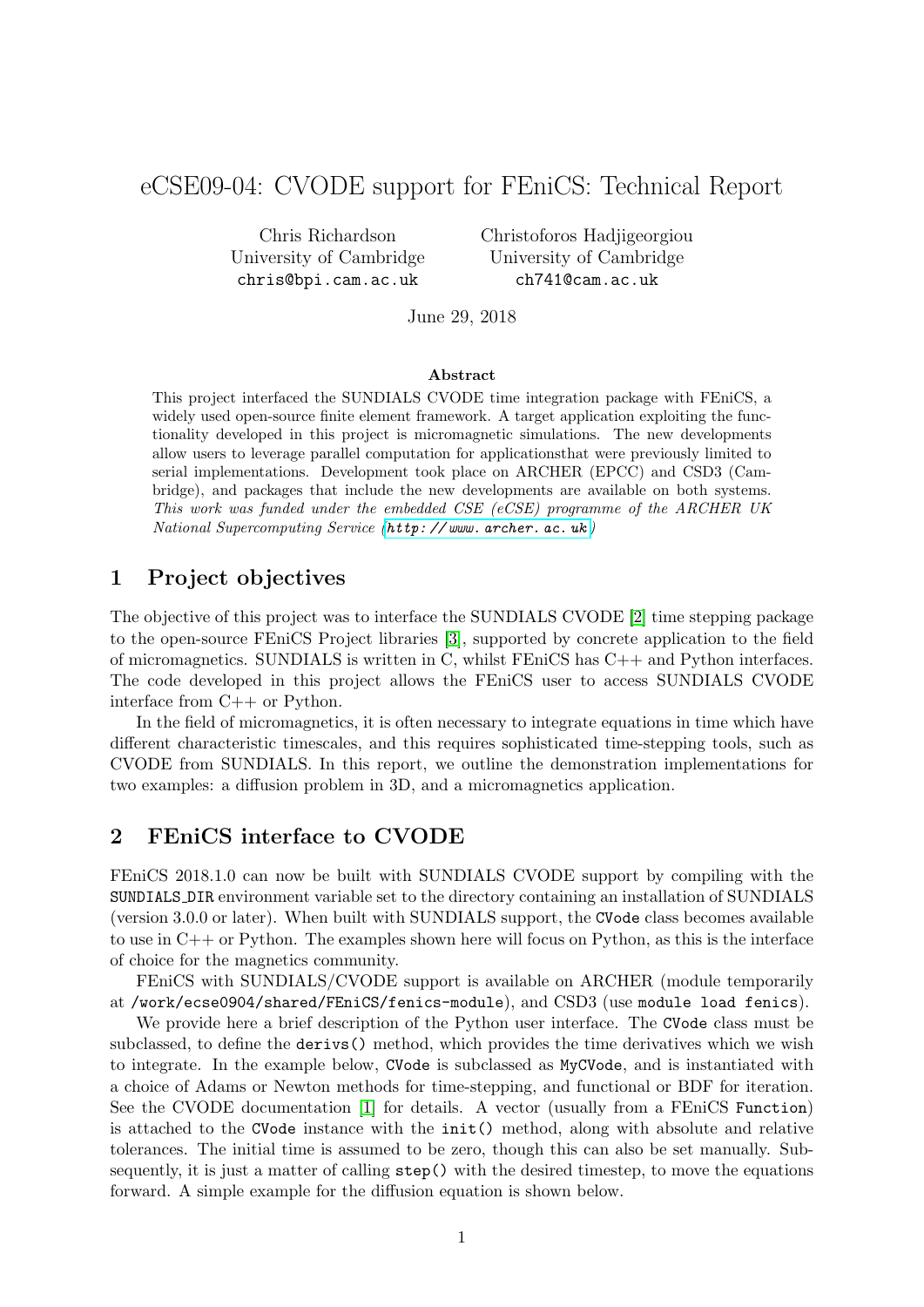# eCSE09-04: CVODE support for FEniCS: Technical Report

Chris Richardson
University of Cambridge
chris@bpi.cam.ac.uk

Christoforos Hadjigeorgiou
University of Cambridge
ch741@cam.ac.uk

June 29, 2018

**Abstract**

This project interfaced the SUNDIALS CVODE time integration package with FEniCS, a widely used open-source finite element framework. A target application exploiting the functionality developed in this project is micromagnetic simulations. The new developments allow users to leverage parallel computation for applicationsthat were previously limited to serial implementations. Development took place on ARCHER (EPCC) and CSD3 (Cambridge), and packages that include the new developments are available on both systems. *This work was funded under the embedded CSE (eCSE) programme of the ARCHER UK National Supercomputing Service (`http://www.archer.ac.uk`)*

## 1 Project objectives

The objective of this project was to interface the SUNDIALS CVODE [2] time stepping package to the open-source FEniCS Project libraries [3], supported by concrete application to the field of micromagnetics. SUNDIALS is written in C, whilst FEniCS has C++ and Python interfaces. The code developed in this project allows the FEniCS user to access SUNDIALS CVODE interface from C++ or Python.

In the field of micromagnetics, it is often necessary to integrate equations in time which have different characteristic timescales, and this requires sophisticated time-stepping tools, such as CVODE from SUNDIALS. In this report, we outline the demonstration implementations for two examples: a diffusion problem in 3D, and a micromagnetics application.

## 2 FEniCS interface to CVODE

FEniCS 2018.1.0 can now be built with SUNDIALS CVODE support by compiling with the `SUNDIALS_DIR` environment variable set to the directory containing an installation of SUNDIALS (version 3.0.0 or later). When built with SUNDIALS support, the `CVode` class becomes available to use in C++ or Python. The examples shown here will focus on Python, as this is the interface of choice for the magnetics community.

FEniCS with SUNDIALS/CVODE support is available on ARCHER (module temporarily at `/work/ecse0904/shared/FEniCS/fenics-module`), and CSD3 (use `module load fenics`).

We provide here a brief description of the Python user interface. The `CVode` class must be subclassed, to define the `derivs()` method, which provides the time derivatives which we wish to integrate. In the example below, `CVode` is subclassed as `MyCVode`, and is instantiated with a choice of Adams or Newton methods for time-stepping, and functional or BDF for iteration. See the CVODE documentation [1] for details. A vector (usually from a FEniCS `Function`) is attached to the `CVode` instance with the `init()` method, along with absolute and relative tolerances. The initial time is assumed to be zero, though this can also be set manually. Subsequently, it is just a matter of calling `step()` with the desired timestep, to move the equations forward. A simple example for the diffusion equation is shown below.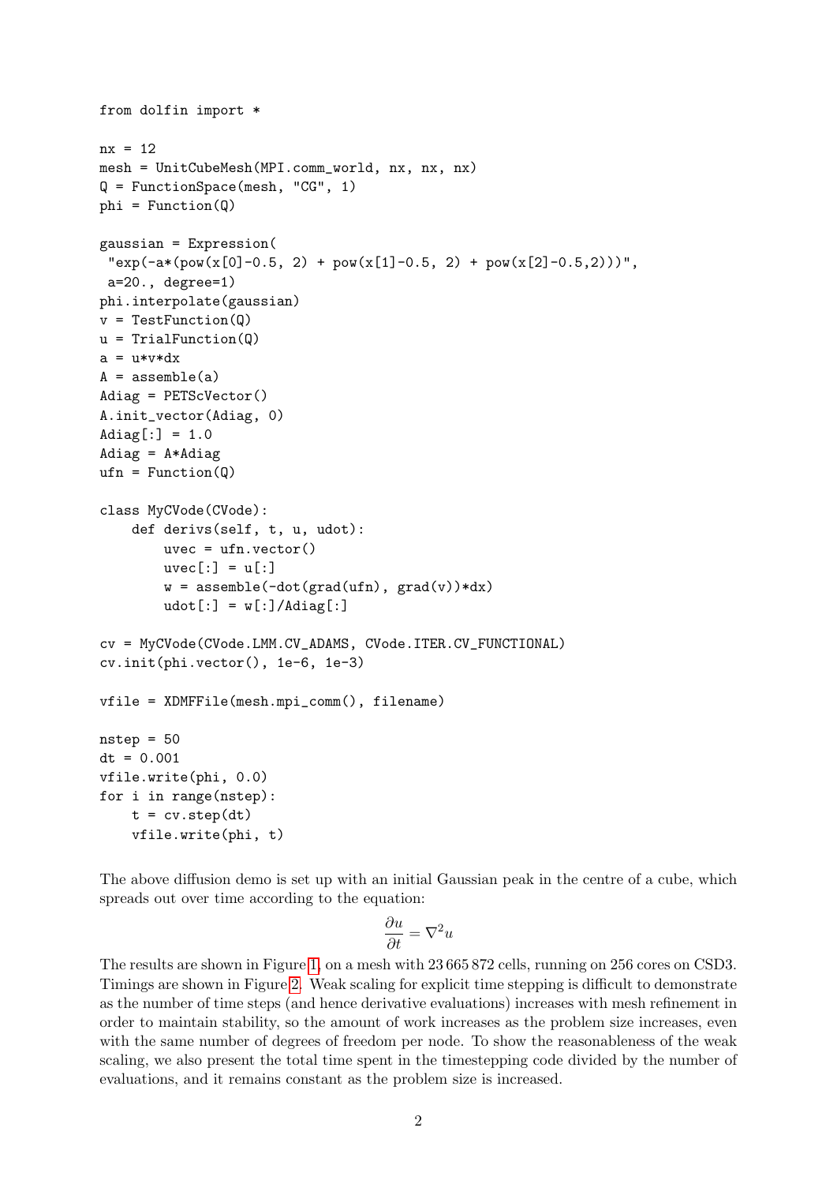```
from dolfin import *

nx = 12
mesh = UnitCubeMesh(MPI.comm_world, nx, nx, nx)
Q = FunctionSpace(mesh, "CG", 1)
phi = Function(Q)

gaussian = Expression(
 "exp(-a*(pow(x[0]-0.5, 2) + pow(x[1]-0.5, 2) + pow(x[2]-0.5,2)))",
 a=20., degree=1)
phi.interpolate(gaussian)
v = TestFunction(Q)
u = TrialFunction(Q)
a = u*v*dx
A = assemble(a)
Adiag = PETScVector()
A.init_vector(Adiag, 0)
Adiag[:] = 1.0
Adiag = A*Adiag
ufn = Function(Q)

class MyCVode(CVode):
    def derivs(self, t, u, udot):
        uvec = ufn.vector()
        uvec[:] = u[:]
        w = assemble(-dot(grad(ufn), grad(v))*dx)
        udot[:] = w[:]/Adiag[:]

cv = MyCVode(CVode.LMM.CV_ADAMS, CVode.ITER.CV_FUNCTIONAL)
cv.init(phi.vector(), 1e-6, 1e-3)

vfile = XDMFFile(mesh.mpi_comm(), filename)

nstep = 50
dt = 0.001
vfile.write(phi, 0.0)
for i in range(nstep):
    t = cv.step(dt)
    vfile.write(phi, t)
```

The above diffusion demo is set up with an initial Gaussian peak in the centre of a cube, which spreads out over time according to the equation:

$$\frac{\partial u}{\partial t} = \nabla^2 u$$

The results are shown in Figure 1, on a mesh with 23 665 872 cells, running on 256 cores on CSD3. Timings are shown in Figure 2. Weak scaling for explicit time stepping is difficult to demonstrate as the number of time steps (and hence derivative evaluations) increases with mesh refinement in order to maintain stability, so the amount of work increases as the problem size increases, even with the same number of degrees of freedom per node. To show the reasonableness of the weak scaling, we also present the total time spent in the timestepping code divided by the number of evaluations, and it remains constant as the problem size is increased.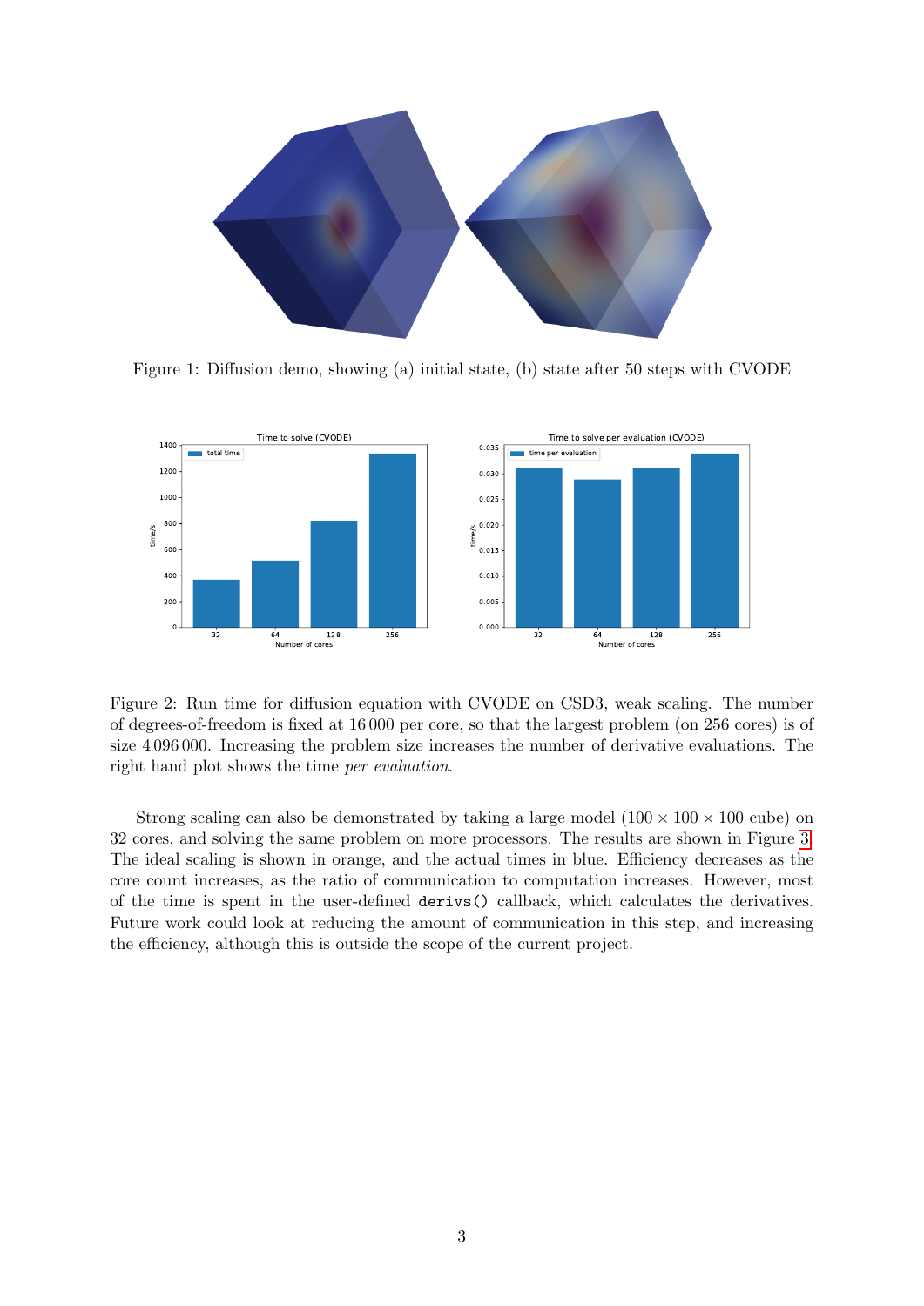Figure 1: Diffusion demo, showing (a) initial state, (b) state after 50 steps with CVODE

Figure 2: Run time for diffusion equation with CVODE on CSD3, weak scaling. The number of degrees-of-freedom is fixed at 16 000 per core, so that the largest problem (on 256 cores) is of size 4 096 000. Increasing the problem size increases the number of derivative evaluations. The right hand plot shows the time *per evaluation*.

Strong scaling can also be demonstrated by taking a large model ($100 \times 100 \times 100$ cube) on 32 cores, and solving the same problem on more processors. The results are shown in Figure 3. The ideal scaling is shown in orange, and the actual times in blue. Efficiency decreases as the core count increases, as the ratio of communication to computation increases. However, most of the time is spent in the user-defined `derivs()` callback, which calculates the derivatives. Future work could look at reducing the amount of communication in this step, and increasing the efficiency, although this is outside the scope of the current project.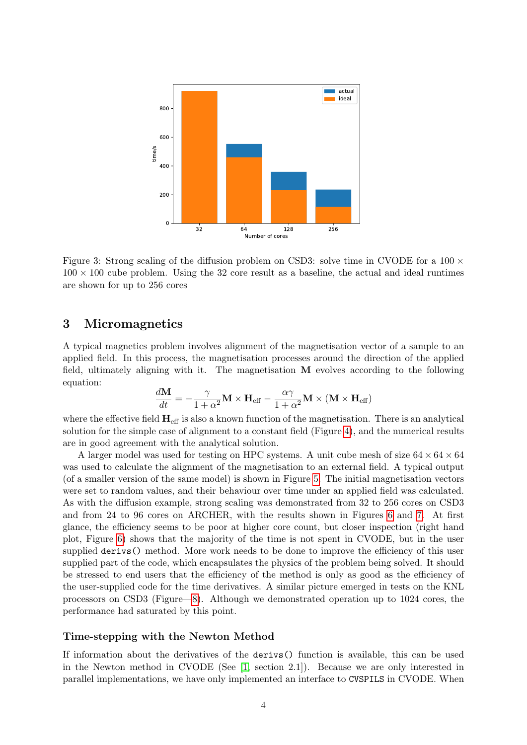Figure 3: Strong scaling of the diffusion problem on CSD3: solve time in CVODE for a $100 \times 100 \times 100$ cube problem. Using the 32 core result as a baseline, the actual and ideal runtimes are shown for up to 256 cores

## 3 Micromagnetics

A typical magnetics problem involves alignment of the magnetisation vector of a sample to an applied field. In this process, the magnetisation processes around the direction of the applied field, ultimately aligning with it. The magnetisation $\mathbf{M}$ evolves according to the following equation:

$$\frac{d\mathbf{M}}{dt} = -\frac{\gamma}{1+\alpha^2}\mathbf{M} \times \mathbf{H}_{\text{eff}} - \frac{\alpha\gamma}{1+\alpha^2}\mathbf{M} \times (\mathbf{M} \times \mathbf{H}_{\text{eff}})$$

where the effective field $\mathbf{H}_{\text{eff}}$ is also a known function of the magnetisation. There is an analytical solution for the simple case of alignment to a constant field (Figure 4), and the numerical results are in good agreement with the analytical solution.

A larger model was used for testing on HPC systems. A unit cube mesh of size $64 \times 64 \times 64$ was used to calculate the alignment of the magnetisation to an external field. A typical output (of a smaller version of the same model) is shown in Figure 5. The initial magnetisation vectors were set to random values, and their behaviour over time under an applied field was calculated. As with the diffusion example, strong scaling was demonstrated from 32 to 256 cores on CSD3 and from 24 to 96 cores on ARCHER, with the results shown in Figures 6 and 7. At first glance, the efficiency seems to be poor at higher core count, but closer inspection (right hand plot, Figure 6) shows that the majority of the time is not spent in CVODE, but in the user supplied `derivs()` method. More work needs to be done to improve the efficiency of this user supplied part of the code, which encapsulates the physics of the problem being solved. It should be stressed to end users that the efficiency of the method is only as good as the efficiency of the user-supplied code for the time derivatives. A similar picture emerged in tests on the KNL processors on CSD3 (Figure—8). Although we demonstrated operation up to 1024 cores, the performance had saturated by this point.

### Time-stepping with the Newton Method

If information about the derivatives of the `derivs()` function is available, this can be used in the Newton method in CVODE (See [1, section 2.1]). Because we are only interested in parallel implementations, we have only implemented an interface to `CVSPILS` in CVODE. When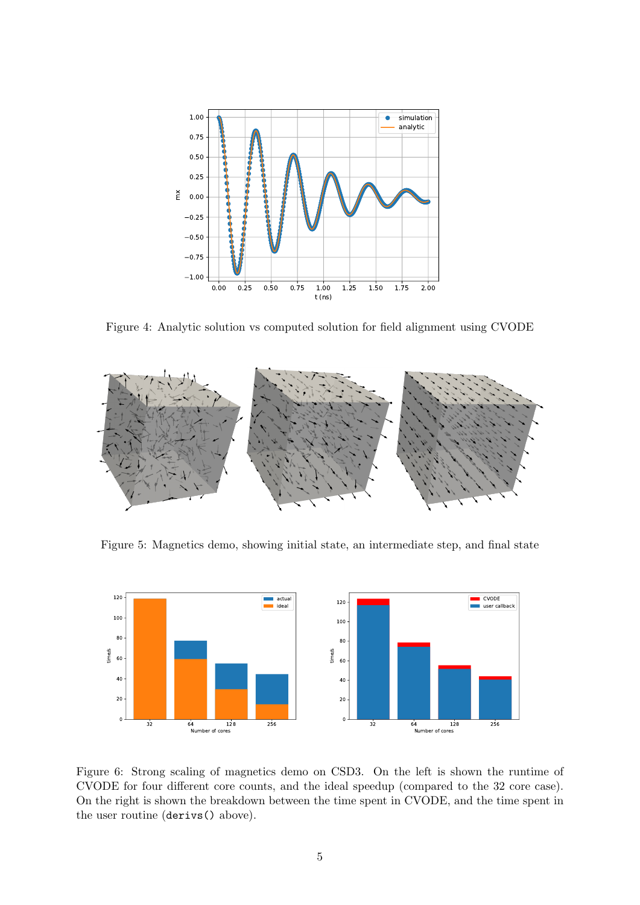Figure 4: Analytic solution vs computed solution for field alignment using CVODE

Figure 5: Magnetics demo, showing initial state, an intermediate step, and final state

Figure 6: Strong scaling of magnetics demo on CSD3. On the left is shown the runtime of CVODE for four different core counts, and the ideal speedup (compared to the 32 core case). On the right is shown the breakdown between the time spent in CVODE, and the time spent in the user routine (`derivs()` above).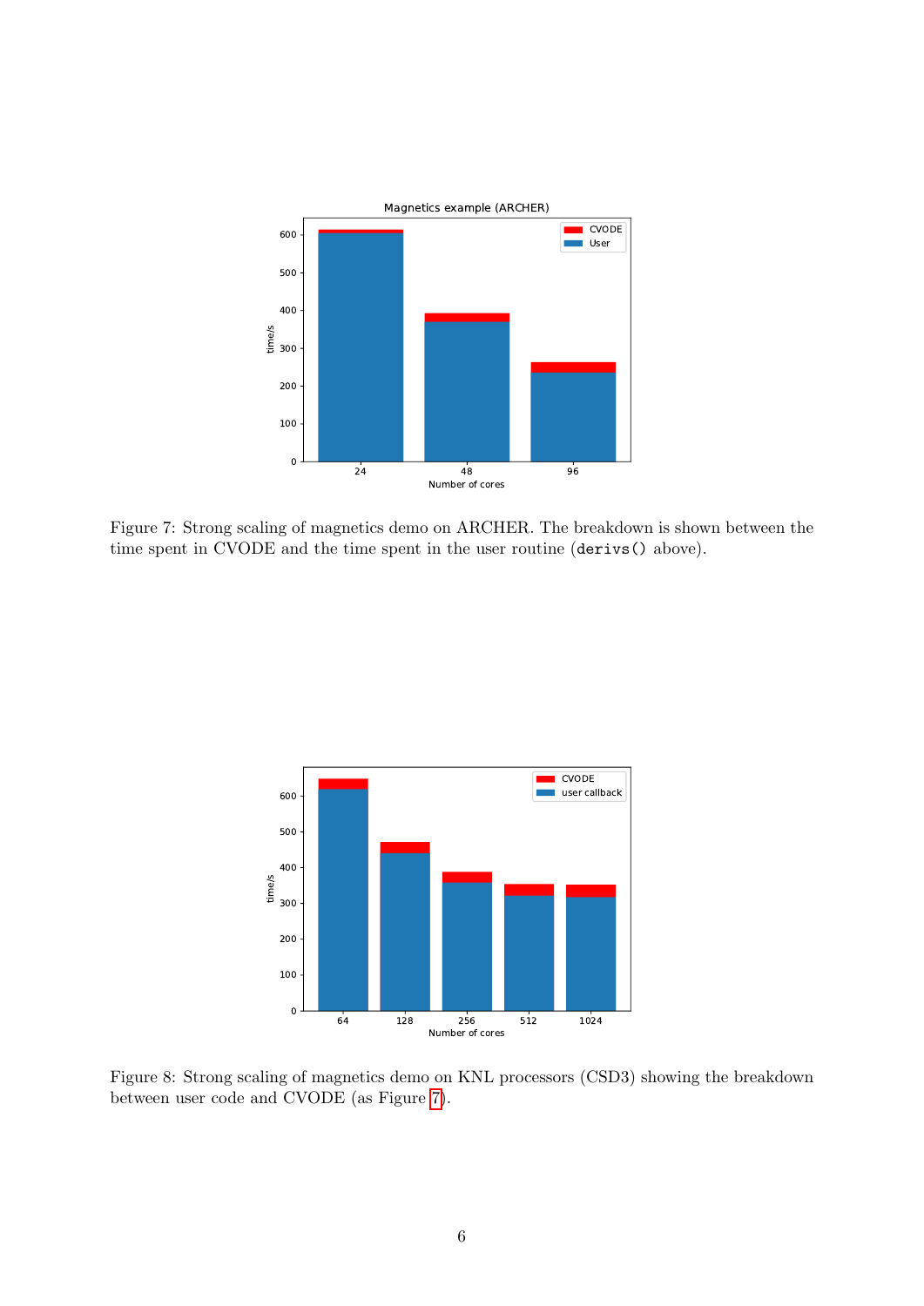Figure 7: Strong scaling of magnetics demo on ARCHER. The breakdown is shown between the time spent in CVODE and the time spent in the user routine (`derivs()` above).

Figure 8: Strong scaling of magnetics demo on KNL processors (CSD3) showing the breakdown between user code and CVODE (as Figure 7).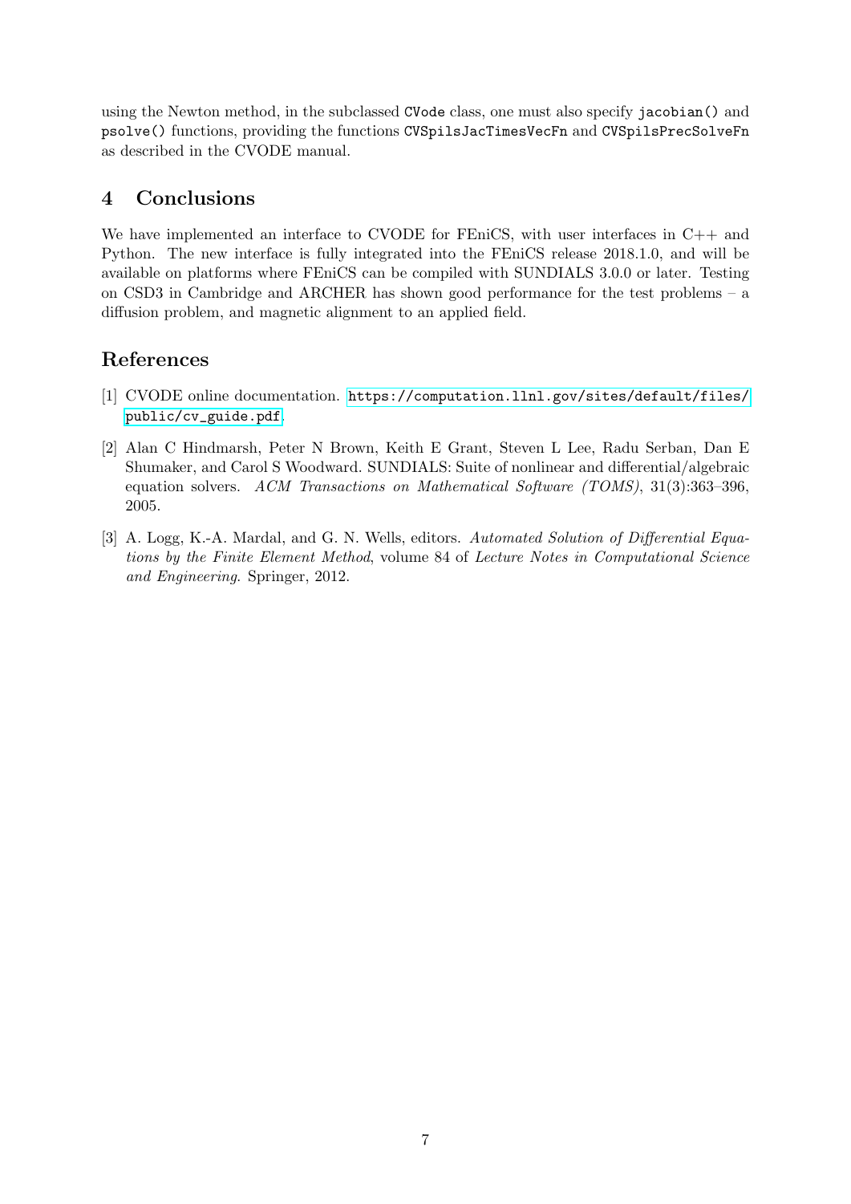using the Newton method, in the subclassed `CVode` class, one must also specify `jacobian()` and `psolve()` functions, providing the functions `CVSpilsJacTimesVecFn` and `CVSpilsPrecSolveFn` as described in the CVODE manual.

## 4 Conclusions

We have implemented an interface to CVODE for FEniCS, with user interfaces in C++ and Python. The new interface is fully integrated into the FEniCS release 2018.1.0, and will be available on platforms where FEniCS can be compiled with SUNDIALS 3.0.0 or later. Testing on CSD3 in Cambridge and ARCHER has shown good performance for the test problems – a diffusion problem, and magnetic alignment to an applied field.

## References

[1] CVODE online documentation. https://computation.llnl.gov/sites/default/files/public/cv_guide.pdf.

[2] Alan C Hindmarsh, Peter N Brown, Keith E Grant, Steven L Lee, Radu Serban, Dan E Shumaker, and Carol S Woodward. SUNDIALS: Suite of nonlinear and differential/algebraic equation solvers. *ACM Transactions on Mathematical Software (TOMS)*, 31(3):363–396, 2005.

[3] A. Logg, K.-A. Mardal, and G. N. Wells, editors. *Automated Solution of Differential Equations by the Finite Element Method*, volume 84 of *Lecture Notes in Computational Science and Engineering*. Springer, 2012.